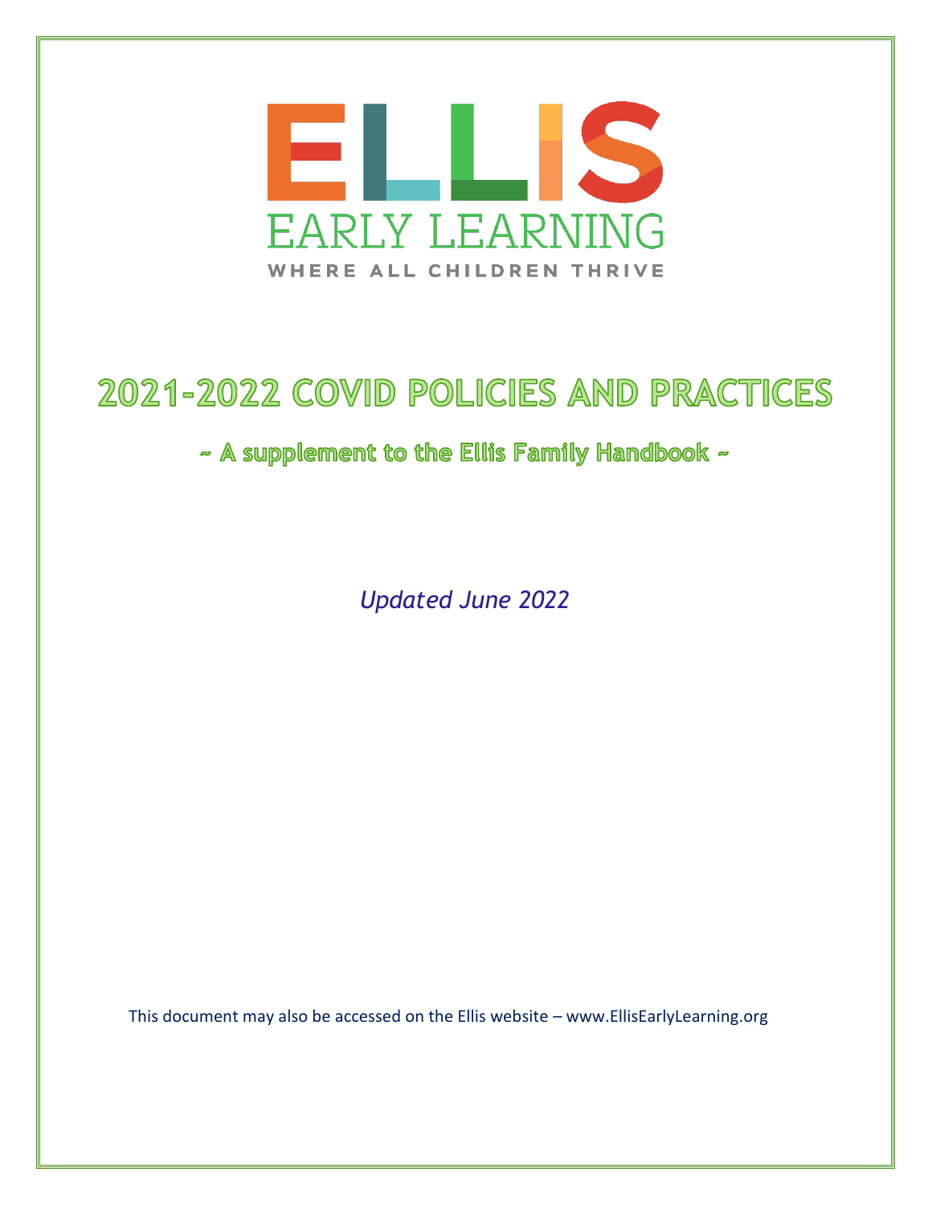# ELLIS

EARLY LEARNING

WHERE ALL CHILDREN THRIVE

# 2021-2022 COVID POLICIES AND PRACTICES

## ~ A supplement to the Ellis Family Handbook ~

*Updated June 2022*

This document may also be accessed on the Ellis website – www.EllisEarlyLearning.org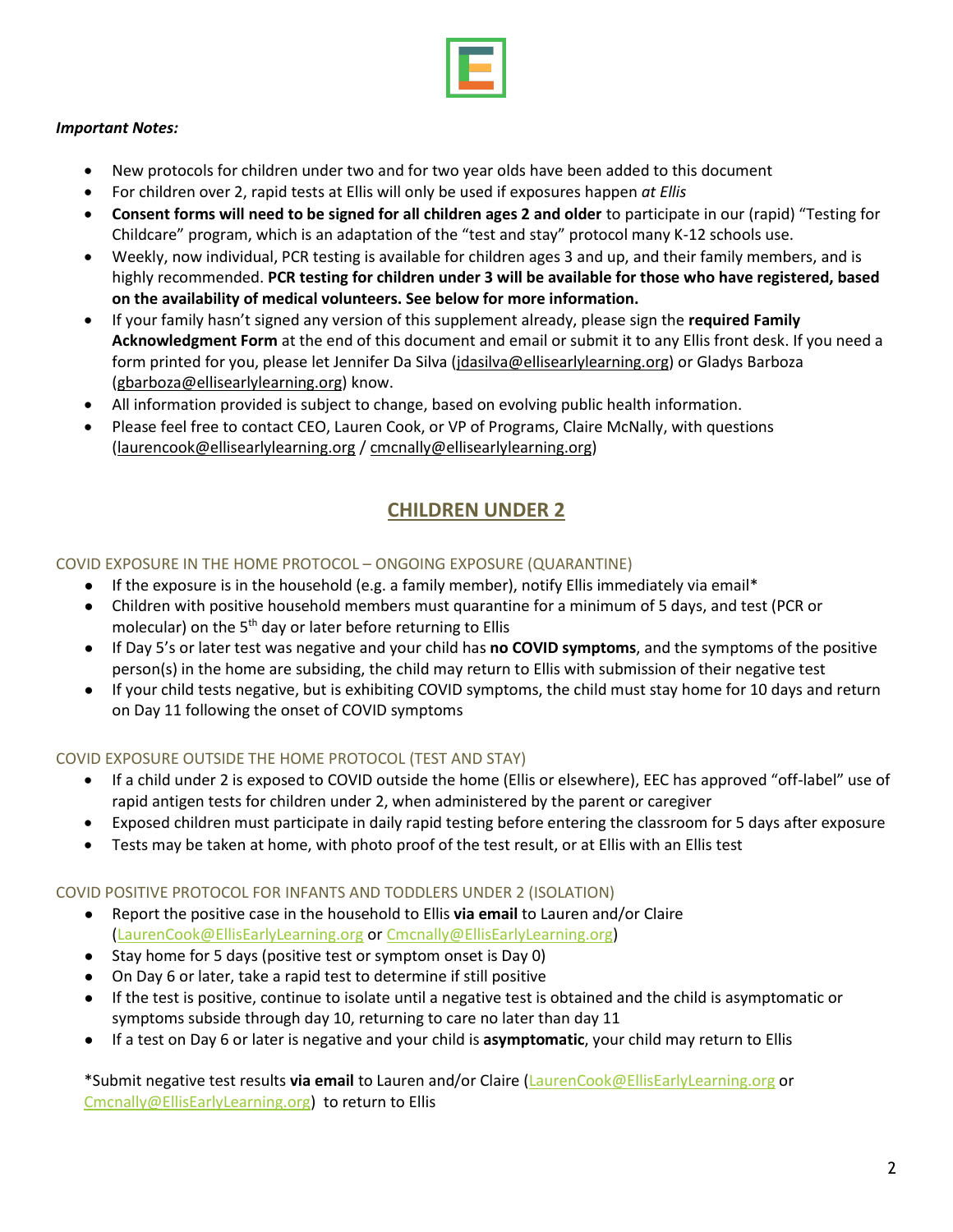***Important Notes:***

- New protocols for children under two and for two year olds have been added to this document
- For children over 2, rapid tests at Ellis will only be used if exposures happen *at Ellis*
- **Consent forms will need to be signed for all children ages 2 and older** to participate in our (rapid) "Testing for Childcare" program, which is an adaptation of the "test and stay" protocol many K-12 schools use.
- Weekly, now individual, PCR testing is available for children ages 3 and up, and their family members, and is highly recommended. **PCR testing for children under 3 will be available for those who have registered, based on the availability of medical volunteers. See below for more information.**
- If your family hasn't signed any version of this supplement already, please sign the **required Family Acknowledgment Form** at the end of this document and email or submit it to any Ellis front desk. If you need a form printed for you, please let Jennifer Da Silva (jdasilva@ellisearlylearning.org) or Gladys Barboza (gbarboza@ellisearlylearning.org) know.
- All information provided is subject to change, based on evolving public health information.
- Please feel free to contact CEO, Lauren Cook, or VP of Programs, Claire McNally, with questions (laurencook@ellisearlylearning.org / cmcnally@ellisearlylearning.org)

## CHILDREN UNDER 2

### COVID EXPOSURE IN THE HOME PROTOCOL – ONGOING EXPOSURE (QUARANTINE)

- If the exposure is in the household (e.g. a family member), notify Ellis immediately via email*
- Children with positive household members must quarantine for a minimum of 5 days, and test (PCR or molecular) on the 5th day or later before returning to Ellis
- If Day 5's or later test was negative and your child has **no COVID symptoms**, and the symptoms of the positive person(s) in the home are subsiding, the child may return to Ellis with submission of their negative test
- If your child tests negative, but is exhibiting COVID symptoms, the child must stay home for 10 days and return on Day 11 following the onset of COVID symptoms

### COVID EXPOSURE OUTSIDE THE HOME PROTOCOL (TEST AND STAY)

- If a child under 2 is exposed to COVID outside the home (Ellis or elsewhere), EEC has approved "off-label" use of rapid antigen tests for children under 2, when administered by the parent or caregiver
- Exposed children must participate in daily rapid testing before entering the classroom for 5 days after exposure
- Tests may be taken at home, with photo proof of the test result, or at Ellis with an Ellis test

### COVID POSITIVE PROTOCOL FOR INFANTS AND TODDLERS UNDER 2 (ISOLATION)

- Report the positive case in the household to Ellis **via email** to Lauren and/or Claire (LaurenCook@EllisEarlyLearning.org or Cmcnally@EllisEarlyLearning.org)
- Stay home for 5 days (positive test or symptom onset is Day 0)
- On Day 6 or later, take a rapid test to determine if still positive
- If the test is positive, continue to isolate until a negative test is obtained and the child is asymptomatic or symptoms subside through day 10, returning to care no later than day 11
- If a test on Day 6 or later is negative and your child is **asymptomatic**, your child may return to Ellis

*Submit negative test results **via email** to Lauren and/or Claire (LaurenCook@EllisEarlyLearning.org or Cmcnally@EllisEarlyLearning.org) to return to Ellis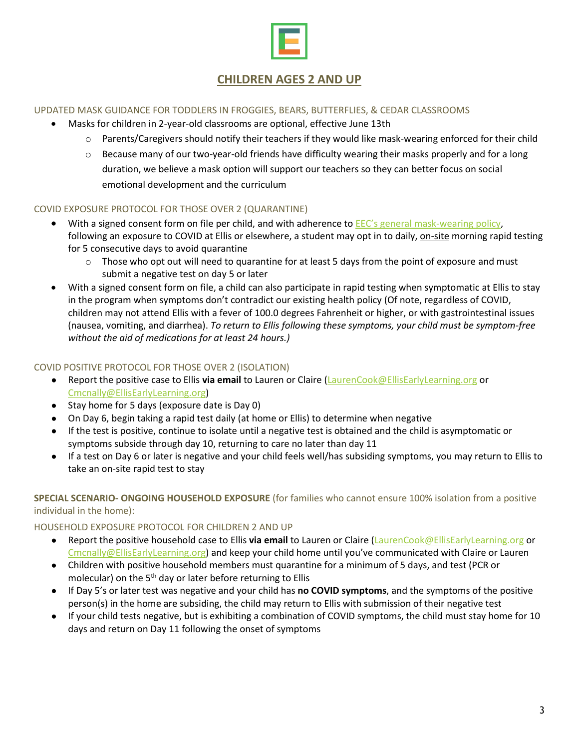## CHILDREN AGES 2 AND UP

### UPDATED MASK GUIDANCE FOR TODDLERS IN FROGGIES, BEARS, BUTTERFLIES, & CEDAR CLASSROOMS

- Masks for children in 2-year-old classrooms are optional, effective June 13th
  - Parents/Caregivers should notify their teachers if they would like mask-wearing enforced for their child
  - Because many of our two-year-old friends have difficulty wearing their masks properly and for a long duration, we believe a mask option will support our teachers so they can better focus on social emotional development and the curriculum

### COVID EXPOSURE PROTOCOL FOR THOSE OVER 2 (QUARANTINE)

- With a signed consent form on file per child, and with adherence to [EEC's general mask-wearing policy](), following an exposure to COVID at Ellis or elsewhere, a student may opt in to daily, on-site morning rapid testing for 5 consecutive days to avoid quarantine
  - Those who opt out will need to quarantine for at least 5 days from the point of exposure and must submit a negative test on day 5 or later
- With a signed consent form on file, a child can also participate in rapid testing when symptomatic at Ellis to stay in the program when symptoms don't contradict our existing health policy (Of note, regardless of COVID, children may not attend Ellis with a fever of 100.0 degrees Fahrenheit or higher, or with gastrointestinal issues (nausea, vomiting, and diarrhea). *To return to Ellis following these symptoms, your child must be symptom-free without the aid of medications for at least 24 hours.)*

### COVID POSITIVE PROTOCOL FOR THOSE OVER 2 (ISOLATION)

- Report the positive case to Ellis **via email** to Lauren or Claire (LaurenCook@EllisEarlyLearning.org or Cmcnally@EllisEarlyLearning.org)
- Stay home for 5 days (exposure date is Day 0)
- On Day 6, begin taking a rapid test daily (at home or Ellis) to determine when negative
- If the test is positive, continue to isolate until a negative test is obtained and the child is asymptomatic or symptoms subside through day 10, returning to care no later than day 11
- If a test on Day 6 or later is negative and your child feels well/has subsiding symptoms, you may return to Ellis to take an on-site rapid test to stay

**SPECIAL SCENARIO- ONGOING HOUSEHOLD EXPOSURE** (for families who cannot ensure 100% isolation from a positive individual in the home):

### HOUSEHOLD EXPOSURE PROTOCOL FOR CHILDREN 2 AND UP

- Report the positive household case to Ellis **via email** to Lauren or Claire (LaurenCook@EllisEarlyLearning.org or Cmcnally@EllisEarlyLearning.org) and keep your child home until you've communicated with Claire or Lauren
- Children with positive household members must quarantine for a minimum of 5 days, and test (PCR or molecular) on the 5th day or later before returning to Ellis
- If Day 5's or later test was negative and your child has **no COVID symptoms**, and the symptoms of the positive person(s) in the home are subsiding, the child may return to Ellis with submission of their negative test
- If your child tests negative, but is exhibiting a combination of COVID symptoms, the child must stay home for 10 days and return on Day 11 following the onset of symptoms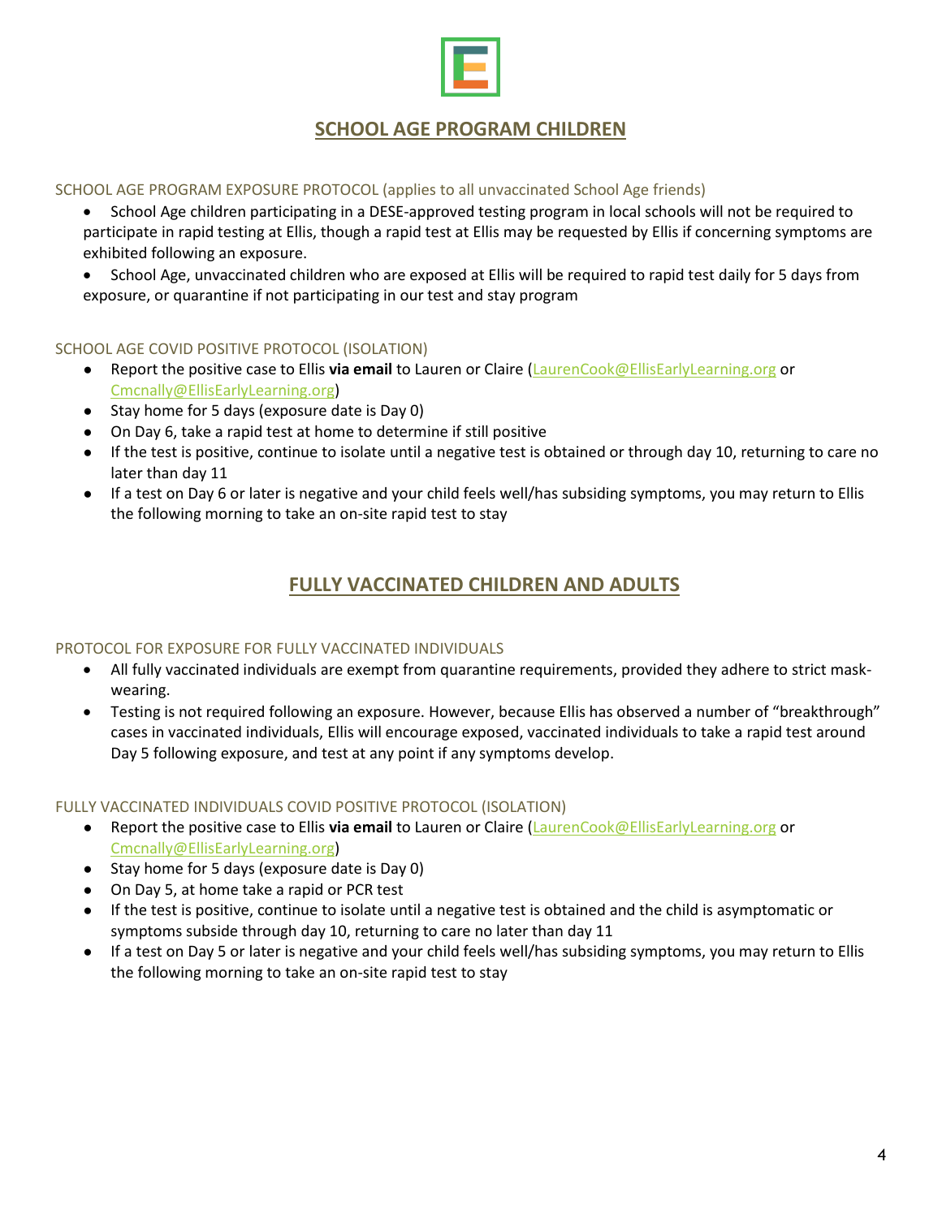## SCHOOL AGE PROGRAM CHILDREN

### SCHOOL AGE PROGRAM EXPOSURE PROTOCOL (applies to all unvaccinated School Age friends)

- School Age children participating in a DESE-approved testing program in local schools will not be required to participate in rapid testing at Ellis, though a rapid test at Ellis may be requested by Ellis if concerning symptoms are exhibited following an exposure.
- School Age, unvaccinated children who are exposed at Ellis will be required to rapid test daily for 5 days from exposure, or quarantine if not participating in our test and stay program

### SCHOOL AGE COVID POSITIVE PROTOCOL (ISOLATION)

- Report the positive case to Ellis **via email** to Lauren or Claire (LaurenCook@EllisEarlyLearning.org or Cmcnally@EllisEarlyLearning.org)
- Stay home for 5 days (exposure date is Day 0)
- On Day 6, take a rapid test at home to determine if still positive
- If the test is positive, continue to isolate until a negative test is obtained or through day 10, returning to care no later than day 11
- If a test on Day 6 or later is negative and your child feels well/has subsiding symptoms, you may return to Ellis the following morning to take an on-site rapid test to stay

## FULLY VACCINATED CHILDREN AND ADULTS

### PROTOCOL FOR EXPOSURE FOR FULLY VACCINATED INDIVIDUALS

- All fully vaccinated individuals are exempt from quarantine requirements, provided they adhere to strict mask-wearing.
- Testing is not required following an exposure. However, because Ellis has observed a number of "breakthrough" cases in vaccinated individuals, Ellis will encourage exposed, vaccinated individuals to take a rapid test around Day 5 following exposure, and test at any point if any symptoms develop.

### FULLY VACCINATED INDIVIDUALS COVID POSITIVE PROTOCOL (ISOLATION)

- Report the positive case to Ellis **via email** to Lauren or Claire (LaurenCook@EllisEarlyLearning.org or Cmcnally@EllisEarlyLearning.org)
- Stay home for 5 days (exposure date is Day 0)
- On Day 5, at home take a rapid or PCR test
- If the test is positive, continue to isolate until a negative test is obtained and the child is asymptomatic or symptoms subside through day 10, returning to care no later than day 11
- If a test on Day 5 or later is negative and your child feels well/has subsiding symptoms, you may return to Ellis the following morning to take an on-site rapid test to stay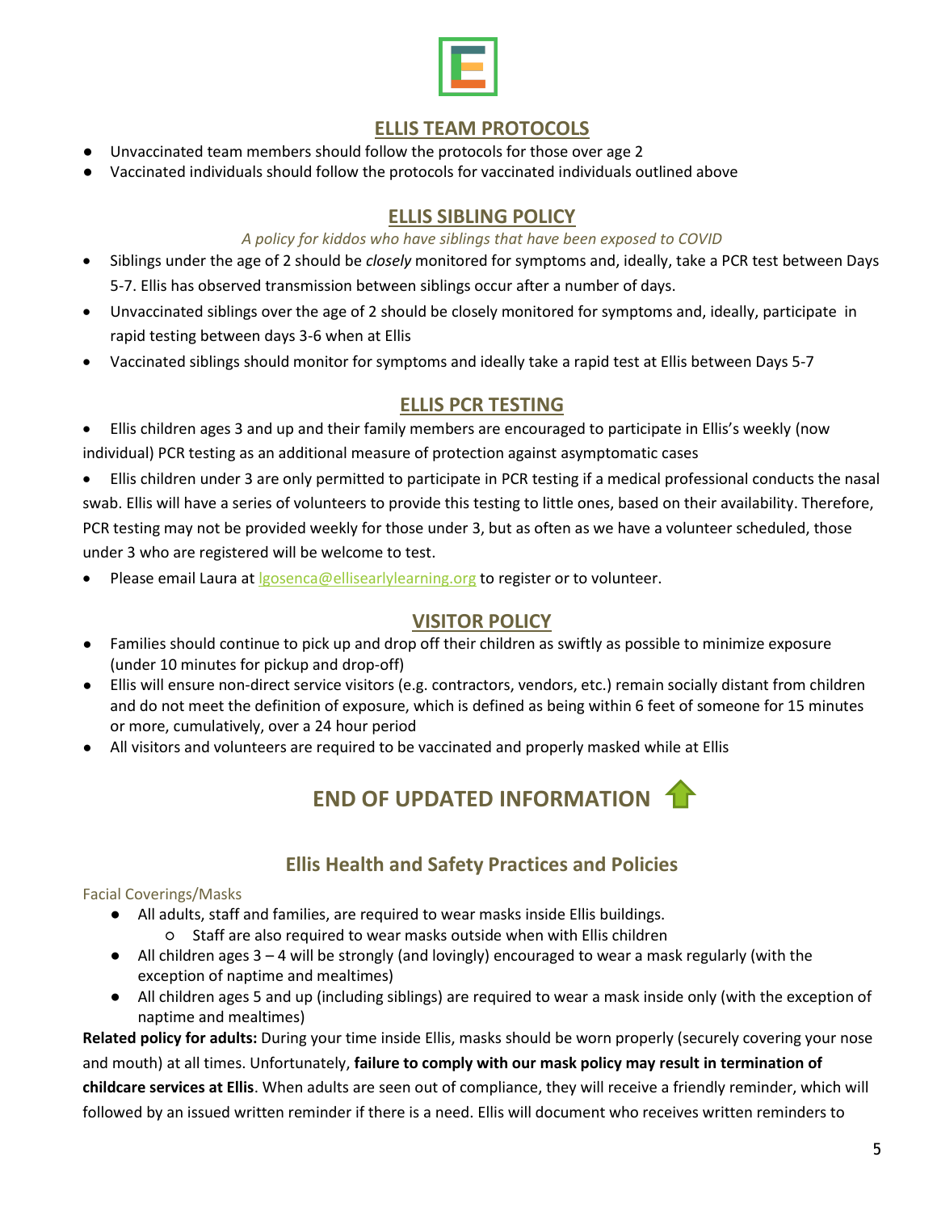## ELLIS TEAM PROTOCOLS

- Unvaccinated team members should follow the protocols for those over age 2
- Vaccinated individuals should follow the protocols for vaccinated individuals outlined above

## ELLIS SIBLING POLICY

*A policy for kiddos who have siblings that have been exposed to COVID*

- Siblings under the age of 2 should be *closely* monitored for symptoms and, ideally, take a PCR test between Days 5-7. Ellis has observed transmission between siblings occur after a number of days.
- Unvaccinated siblings over the age of 2 should be closely monitored for symptoms and, ideally, participate in rapid testing between days 3-6 when at Ellis
- Vaccinated siblings should monitor for symptoms and ideally take a rapid test at Ellis between Days 5-7

## ELLIS PCR TESTING

- Ellis children ages 3 and up and their family members are encouraged to participate in Ellis's weekly (now individual) PCR testing as an additional measure of protection against asymptomatic cases
- Ellis children under 3 are only permitted to participate in PCR testing if a medical professional conducts the nasal swab. Ellis will have a series of volunteers to provide this testing to little ones, based on their availability. Therefore, PCR testing may not be provided weekly for those under 3, but as often as we have a volunteer scheduled, those under 3 who are registered will be welcome to test.
- Please email Laura at lgosenca@ellisearlylearning.org to register or to volunteer.

## VISITOR POLICY

- Families should continue to pick up and drop off their children as swiftly as possible to minimize exposure (under 10 minutes for pickup and drop-off)
- Ellis will ensure non-direct service visitors (e.g. contractors, vendors, etc.) remain socially distant from children and do not meet the definition of exposure, which is defined as being within 6 feet of someone for 15 minutes or more, cumulatively, over a 24 hour period
- All visitors and volunteers are required to be vaccinated and properly masked while at Ellis

## END OF UPDATED INFORMATION

## Ellis Health and Safety Practices and Policies

### Facial Coverings/Masks

- All adults, staff and families, are required to wear masks inside Ellis buildings.
  - Staff are also required to wear masks outside when with Ellis children
- All children ages 3 – 4 will be strongly (and lovingly) encouraged to wear a mask regularly (with the exception of naptime and mealtimes)
- All children ages 5 and up (including siblings) are required to wear a mask inside only (with the exception of naptime and mealtimes)

**Related policy for adults:** During your time inside Ellis, masks should be worn properly (securely covering your nose and mouth) at all times. Unfortunately, **failure to comply with our mask policy may result in termination of childcare services at Ellis**. When adults are seen out of compliance, they will receive a friendly reminder, which will followed by an issued written reminder if there is a need. Ellis will document who receives written reminders to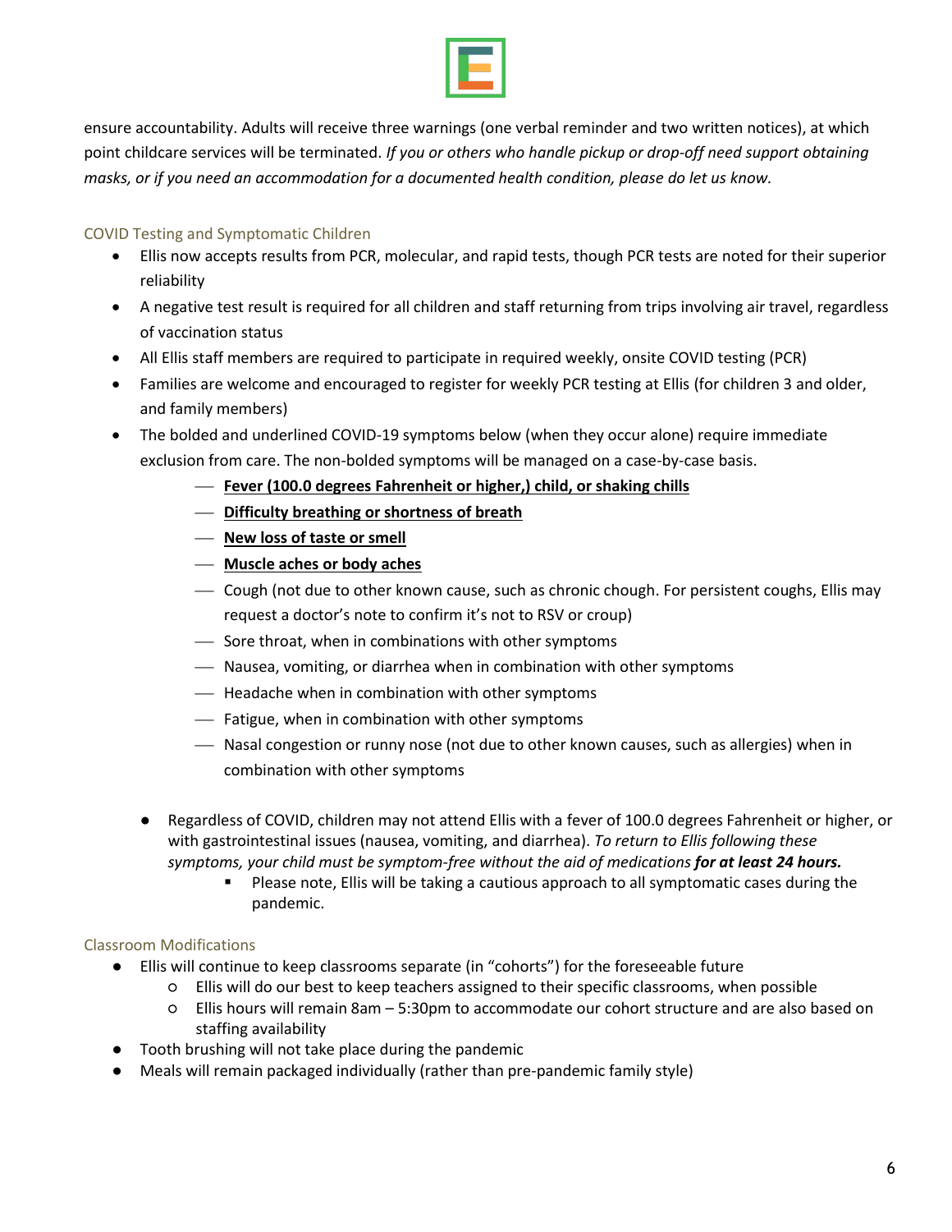ensure accountability. Adults will receive three warnings (one verbal reminder and two written notices), at which point childcare services will be terminated. *If you or others who handle pickup or drop-off need support obtaining masks, or if you need an accommodation for a documented health condition, please do let us know.*

### COVID Testing and Symptomatic Children

- Ellis now accepts results from PCR, molecular, and rapid tests, though PCR tests are noted for their superior reliability
- A negative test result is required for all children and staff returning from trips involving air travel, regardless of vaccination status
- All Ellis staff members are required to participate in required weekly, onsite COVID testing (PCR)
- Families are welcome and encouraged to register for weekly PCR testing at Ellis (for children 3 and older, and family members)
- The bolded and underlined COVID-19 symptoms below (when they occur alone) require immediate exclusion from care. The non-bolded symptoms will be managed on a case-by-case basis.
  - **<u>Fever (100.0 degrees Fahrenheit or higher,) child, or shaking chills</u>**
  - **<u>Difficulty breathing or shortness of breath</u>**
  - **<u>New loss of taste or smell</u>**
  - **<u>Muscle aches or body aches</u>**
  - Cough (not due to other known cause, such as chronic chough. For persistent coughs, Ellis may request a doctor's note to confirm it's not to RSV or croup)
  - Sore throat, when in combinations with other symptoms
  - Nausea, vomiting, or diarrhea when in combination with other symptoms
  - Headache when in combination with other symptoms
  - Fatigue, when in combination with other symptoms
  - Nasal congestion or runny nose (not due to other known causes, such as allergies) when in combination with other symptoms

- Regardless of COVID, children may not attend Ellis with a fever of 100.0 degrees Fahrenheit or higher, or with gastrointestinal issues (nausea, vomiting, and diarrhea). *To return to Ellis following these symptoms, your child must be symptom-free without the aid of medications **for at least 24 hours.***
  - Please note, Ellis will be taking a cautious approach to all symptomatic cases during the pandemic.

### Classroom Modifications

- Ellis will continue to keep classrooms separate (in "cohorts") for the foreseeable future
  - Ellis will do our best to keep teachers assigned to their specific classrooms, when possible
  - Ellis hours will remain 8am – 5:30pm to accommodate our cohort structure and are also based on staffing availability
- Tooth brushing will not take place during the pandemic
- Meals will remain packaged individually (rather than pre-pandemic family style)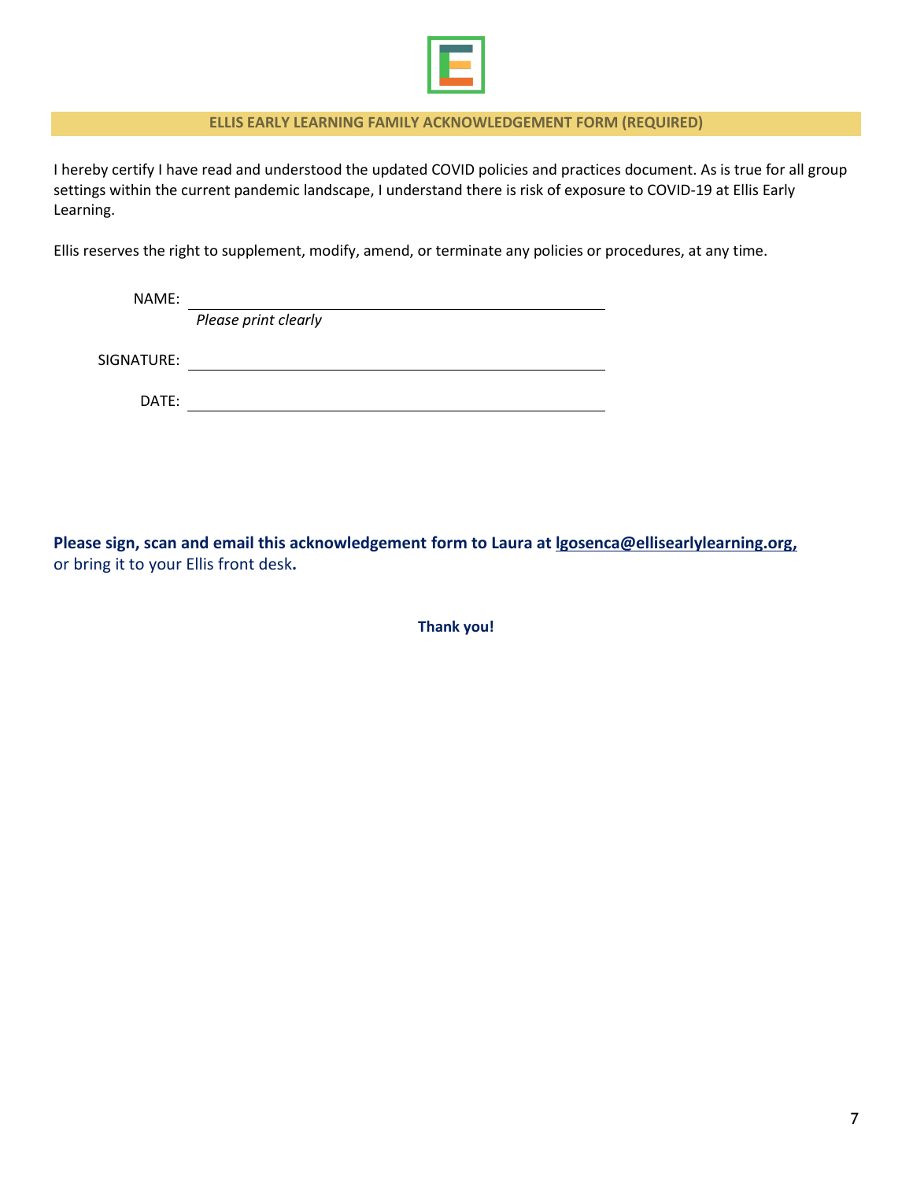## ELLIS EARLY LEARNING FAMILY ACKNOWLEDGEMENT FORM (REQUIRED)

I hereby certify I have read and understood the updated COVID policies and practices document. As is true for all group settings within the current pandemic landscape, I understand there is risk of exposure to COVID-19 at Ellis Early Learning.

Ellis reserves the right to supplement, modify, amend, or terminate any policies or procedures, at any time.

NAME: ______________________________________________

*Please print clearly*

SIGNATURE: ______________________________________________

DATE: ______________________________________________

**Please sign, scan and email this acknowledgement form to Laura at lgosenca@ellisearlylearning.org,** or bring it to your Ellis front desk**.**

**Thank you!**